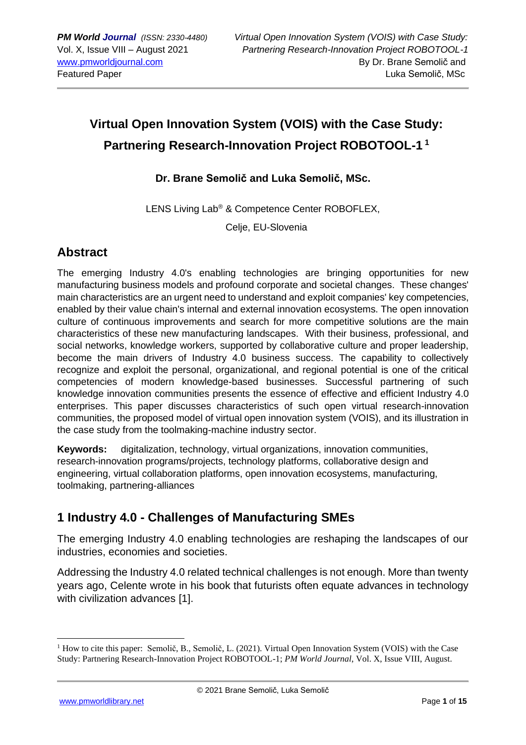# Virtual Open Innovation System (VOIS) with the Case Study: Partnering Research-Innovation Project ROBOTOOL-1 [1]

**Dr. Brane Semolič and Luka Semolič, MSc.**

LENS Living Lab® & Competence Center ROBOFLEX,

Celje, EU-Slovenia

## Abstract

The emerging Industry 4.0's enabling technologies are bringing opportunities for new manufacturing business models and profound corporate and societal changes. These changes' main characteristics are an urgent need to understand and exploit companies' key competencies, enabled by their value chain's internal and external innovation ecosystems. The open innovation culture of continuous improvements and search for more competitive solutions are the main characteristics of these new manufacturing landscapes. With their business, professional, and social networks, knowledge workers, supported by collaborative culture and proper leadership, become the main drivers of Industry 4.0 business success. The capability to collectively recognize and exploit the personal, organizational, and regional potential is one of the critical competencies of modern knowledge-based businesses. Successful partnering of such knowledge innovation communities presents the essence of effective and efficient Industry 4.0 enterprises. This paper discusses characteristics of such open virtual research-innovation communities, the proposed model of virtual open innovation system (VOIS), and its illustration in the case study from the toolmaking-machine industry sector.

**Keywords:** digitalization, technology, virtual organizations, innovation communities, research-innovation programs/projects, technology platforms, collaborative design and engineering, virtual collaboration platforms, open innovation ecosystems, manufacturing, toolmaking, partnering-alliances

## 1 Industry 4.0 - Challenges of Manufacturing SMEs

The emerging Industry 4.0 enabling technologies are reshaping the landscapes of our industries, economies and societies.

Addressing the Industry 4.0 related technical challenges is not enough. More than twenty years ago, Celente wrote in his book that futurists often equate advances in technology with civilization advances [1].

---

[1] How to cite this paper: Semolič, B., Semolič, L. (2021). Virtual Open Innovation System (VOIS) with the Case Study: Partnering Research-Innovation Project ROBOTOOL-1; *PM World Journal*, Vol. X, Issue VIII, August.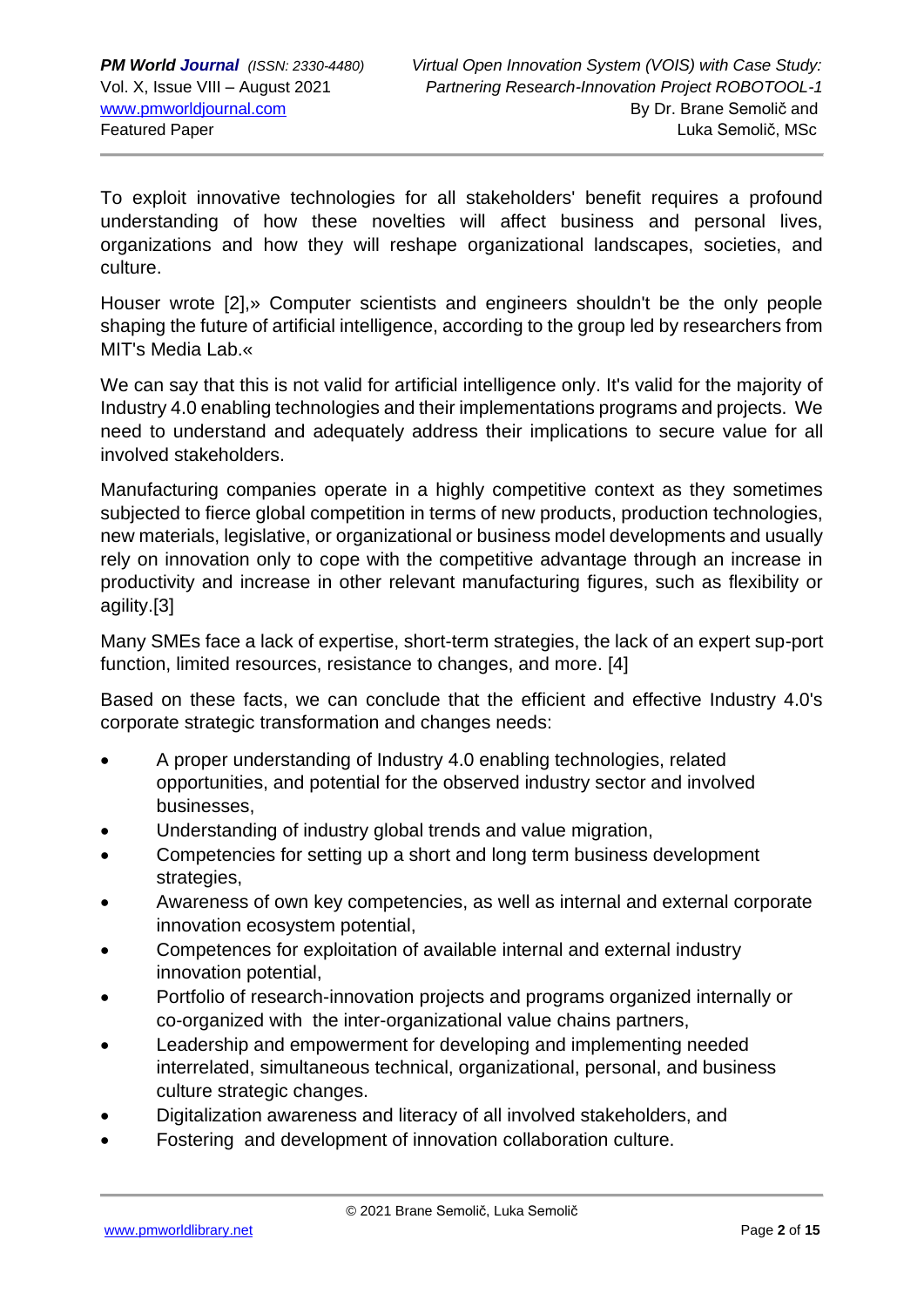To exploit innovative technologies for all stakeholders' benefit requires a profound understanding of how these novelties will affect business and personal lives, organizations and how they will reshape organizational landscapes, societies, and culture.

Houser wrote [2],» Computer scientists and engineers shouldn't be the only people shaping the future of artificial intelligence, according to the group led by researchers from MIT's Media Lab.«

We can say that this is not valid for artificial intelligence only. It's valid for the majority of Industry 4.0 enabling technologies and their implementations programs and projects. We need to understand and adequately address their implications to secure value for all involved stakeholders.

Manufacturing companies operate in a highly competitive context as they sometimes subjected to fierce global competition in terms of new products, production technologies, new materials, legislative, or organizational or business model developments and usually rely on innovation only to cope with the competitive advantage through an increase in productivity and increase in other relevant manufacturing figures, such as flexibility or agility.[3]

Many SMEs face a lack of expertise, short-term strategies, the lack of an expert sup-port function, limited resources, resistance to changes, and more. [4]

Based on these facts, we can conclude that the efficient and effective Industry 4.0's corporate strategic transformation and changes needs:

- A proper understanding of Industry 4.0 enabling technologies, related opportunities, and potential for the observed industry sector and involved businesses,
- Understanding of industry global trends and value migration,
- Competencies for setting up a short and long term business development strategies,
- Awareness of own key competencies, as well as internal and external corporate innovation ecosystem potential,
- Competences for exploitation of available internal and external industry innovation potential,
- Portfolio of research-innovation projects and programs organized internally or co-organized with the inter-organizational value chains partners,
- Leadership and empowerment for developing and implementing needed interrelated, simultaneous technical, organizational, personal, and business culture strategic changes.
- Digitalization awareness and literacy of all involved stakeholders, and
- Fostering and development of innovation collaboration culture.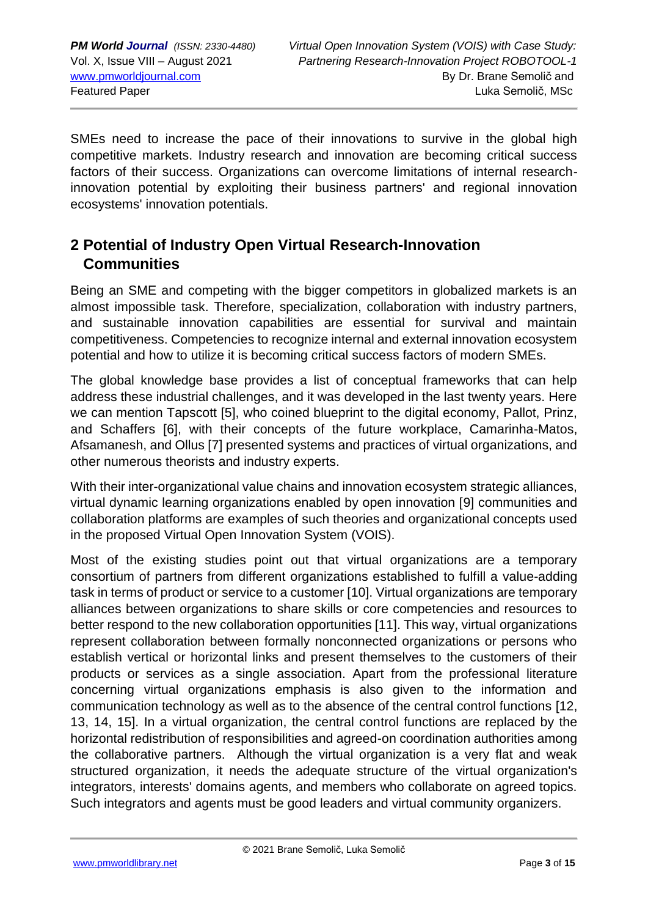SMEs need to increase the pace of their innovations to survive in the global high competitive markets. Industry research and innovation are becoming critical success factors of their success. Organizations can overcome limitations of internal research-innovation potential by exploiting their business partners' and regional innovation ecosystems' innovation potentials.

## 2 Potential of Industry Open Virtual Research-Innovation Communities

Being an SME and competing with the bigger competitors in globalized markets is an almost impossible task. Therefore, specialization, collaboration with industry partners, and sustainable innovation capabilities are essential for survival and maintain competitiveness. Competencies to recognize internal and external innovation ecosystem potential and how to utilize it is becoming critical success factors of modern SMEs.

The global knowledge base provides a list of conceptual frameworks that can help address these industrial challenges, and it was developed in the last twenty years. Here we can mention Tapscott [5], who coined blueprint to the digital economy, Pallot, Prinz, and Schaffers [6], with their concepts of the future workplace, Camarinha-Matos, Afsamanesh, and Ollus [7] presented systems and practices of virtual organizations, and other numerous theorists and industry experts.

With their inter-organizational value chains and innovation ecosystem strategic alliances, virtual dynamic learning organizations enabled by open innovation [9] communities and collaboration platforms are examples of such theories and organizational concepts used in the proposed Virtual Open Innovation System (VOIS).

Most of the existing studies point out that virtual organizations are a temporary consortium of partners from different organizations established to fulfill a value-adding task in terms of product or service to a customer [10]. Virtual organizations are temporary alliances between organizations to share skills or core competencies and resources to better respond to the new collaboration opportunities [11]. This way, virtual organizations represent collaboration between formally nonconnected organizations or persons who establish vertical or horizontal links and present themselves to the customers of their products or services as a single association. Apart from the professional literature concerning virtual organizations emphasis is also given to the information and communication technology as well as to the absence of the central control functions [12, 13, 14, 15]. In a virtual organization, the central control functions are replaced by the horizontal redistribution of responsibilities and agreed-on coordination authorities among the collaborative partners. Although the virtual organization is a very flat and weak structured organization, it needs the adequate structure of the virtual organization's integrators, interests' domains agents, and members who collaborate on agreed topics. Such integrators and agents must be good leaders and virtual community organizers.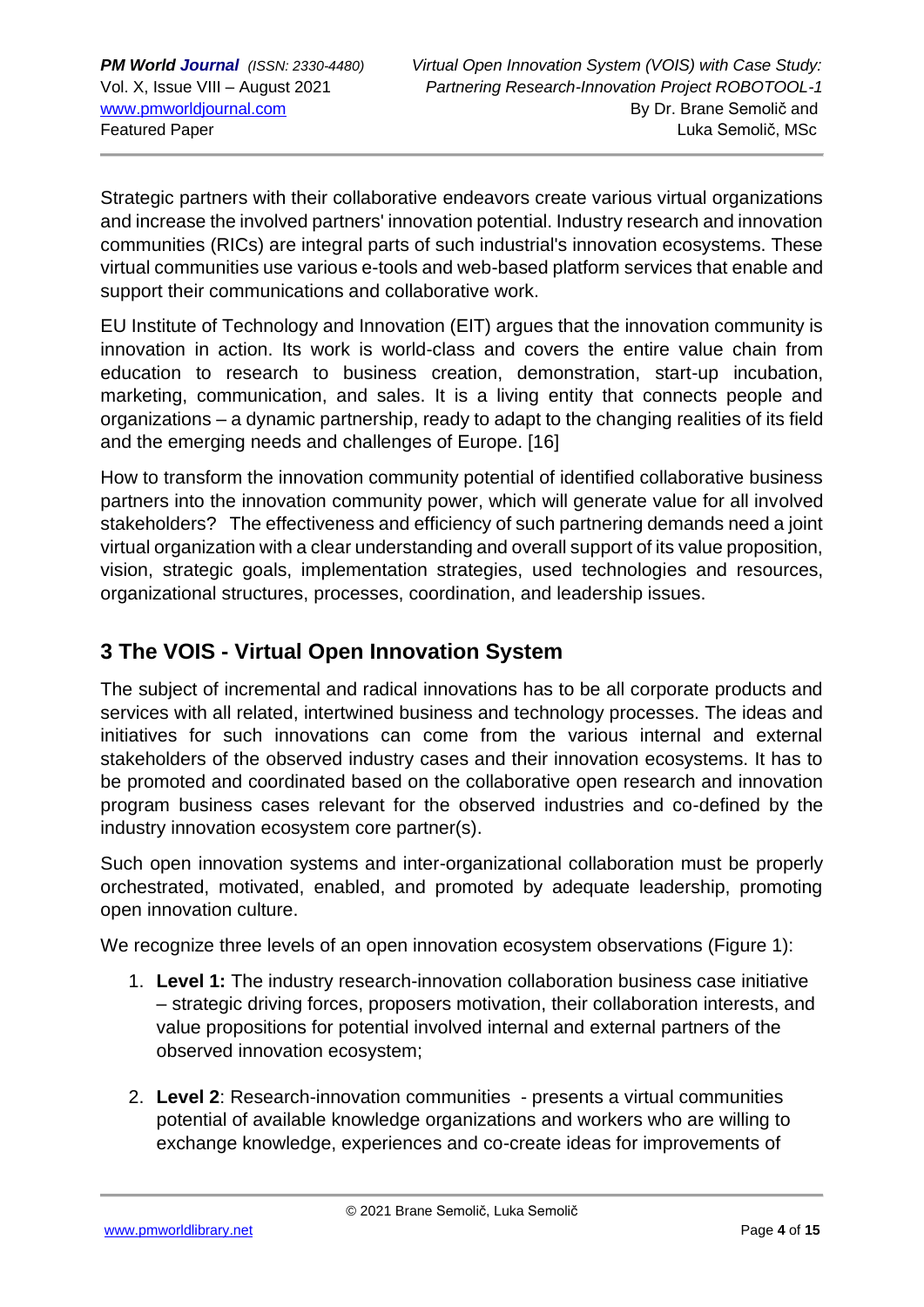Strategic partners with their collaborative endeavors create various virtual organizations and increase the involved partners' innovation potential. Industry research and innovation communities (RICs) are integral parts of such industrial's innovation ecosystems. These virtual communities use various e-tools and web-based platform services that enable and support their communications and collaborative work.

EU Institute of Technology and Innovation (EIT) argues that the innovation community is innovation in action. Its work is world-class and covers the entire value chain from education to research to business creation, demonstration, start-up incubation, marketing, communication, and sales. It is a living entity that connects people and organizations – a dynamic partnership, ready to adapt to the changing realities of its field and the emerging needs and challenges of Europe. [16]

How to transform the innovation community potential of identified collaborative business partners into the innovation community power, which will generate value for all involved stakeholders? The effectiveness and efficiency of such partnering demands need a joint virtual organization with a clear understanding and overall support of its value proposition, vision, strategic goals, implementation strategies, used technologies and resources, organizational structures, processes, coordination, and leadership issues.

## 3 The VOIS - Virtual Open Innovation System

The subject of incremental and radical innovations has to be all corporate products and services with all related, intertwined business and technology processes. The ideas and initiatives for such innovations can come from the various internal and external stakeholders of the observed industry cases and their innovation ecosystems. It has to be promoted and coordinated based on the collaborative open research and innovation program business cases relevant for the observed industries and co-defined by the industry innovation ecosystem core partner(s).

Such open innovation systems and inter-organizational collaboration must be properly orchestrated, motivated, enabled, and promoted by adequate leadership, promoting open innovation culture.

We recognize three levels of an open innovation ecosystem observations (Figure 1):

1. **Level 1:** The industry research-innovation collaboration business case initiative – strategic driving forces, proposers motivation, their collaboration interests, and value propositions for potential involved internal and external partners of the observed innovation ecosystem;
2. **Level 2**: Research-innovation communities - presents a virtual communities potential of available knowledge organizations and workers who are willing to exchange knowledge, experiences and co-create ideas for improvements of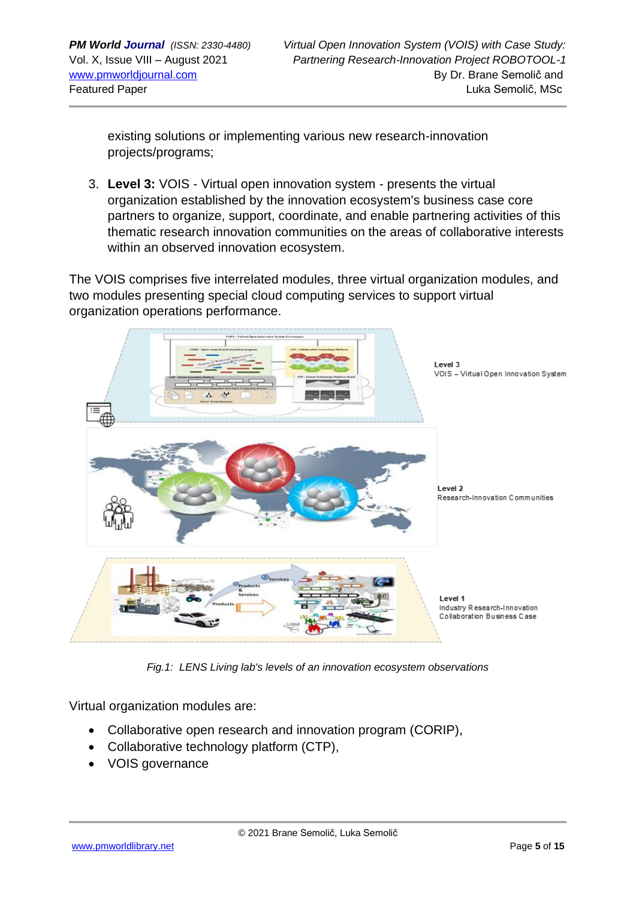existing solutions or implementing various new research-innovation projects/programs;

3. **Level 3:** VOIS - Virtual open innovation system - presents the virtual organization established by the innovation ecosystem's business case core partners to organize, support, coordinate, and enable partnering activities of this thematic research innovation communities on the areas of collaborative interests within an observed innovation ecosystem.

The VOIS comprises five interrelated modules, three virtual organization modules, and two modules presenting special cloud computing services to support virtual organization operations performance.

*Fig.1: LENS Living lab's levels of an innovation ecosystem observations*

Virtual organization modules are:

- Collaborative open research and innovation program (CORIP),
- Collaborative technology platform (CTP),
- VOIS governance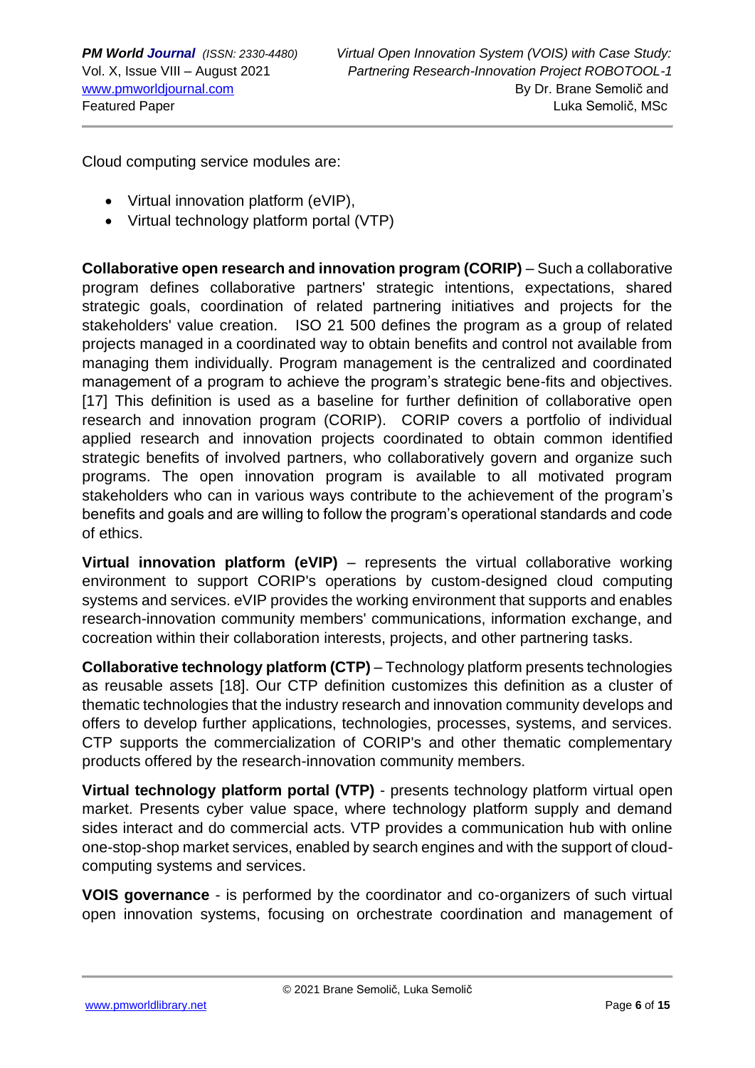Cloud computing service modules are:

- Virtual innovation platform (eVIP),
- Virtual technology platform portal (VTP)

**Collaborative open research and innovation program (CORIP)** – Such a collaborative program defines collaborative partners' strategic intentions, expectations, shared strategic goals, coordination of related partnering initiatives and projects for the stakeholders' value creation. ISO 21 500 defines the program as a group of related projects managed in a coordinated way to obtain benefits and control not available from managing them individually. Program management is the centralized and coordinated management of a program to achieve the program's strategic bene-fits and objectives. [17] This definition is used as a baseline for further definition of collaborative open research and innovation program (CORIP). CORIP covers a portfolio of individual applied research and innovation projects coordinated to obtain common identified strategic benefits of involved partners, who collaboratively govern and organize such programs. The open innovation program is available to all motivated program stakeholders who can in various ways contribute to the achievement of the program's benefits and goals and are willing to follow the program's operational standards and code of ethics.

**Virtual innovation platform (eVIP)** – represents the virtual collaborative working environment to support CORIP's operations by custom-designed cloud computing systems and services. eVIP provides the working environment that supports and enables research-innovation community members' communications, information exchange, and cocreation within their collaboration interests, projects, and other partnering tasks.

**Collaborative technology platform (CTP)** – Technology platform presents technologies as reusable assets [18]. Our CTP definition customizes this definition as a cluster of thematic technologies that the industry research and innovation community develops and offers to develop further applications, technologies, processes, systems, and services. CTP supports the commercialization of CORIP's and other thematic complementary products offered by the research-innovation community members.

**Virtual technology platform portal (VTP)** - presents technology platform virtual open market. Presents cyber value space, where technology platform supply and demand sides interact and do commercial acts. VTP provides a communication hub with online one-stop-shop market services, enabled by search engines and with the support of cloud-computing systems and services.

**VOIS governance** - is performed by the coordinator and co-organizers of such virtual open innovation systems, focusing on orchestrate coordination and management of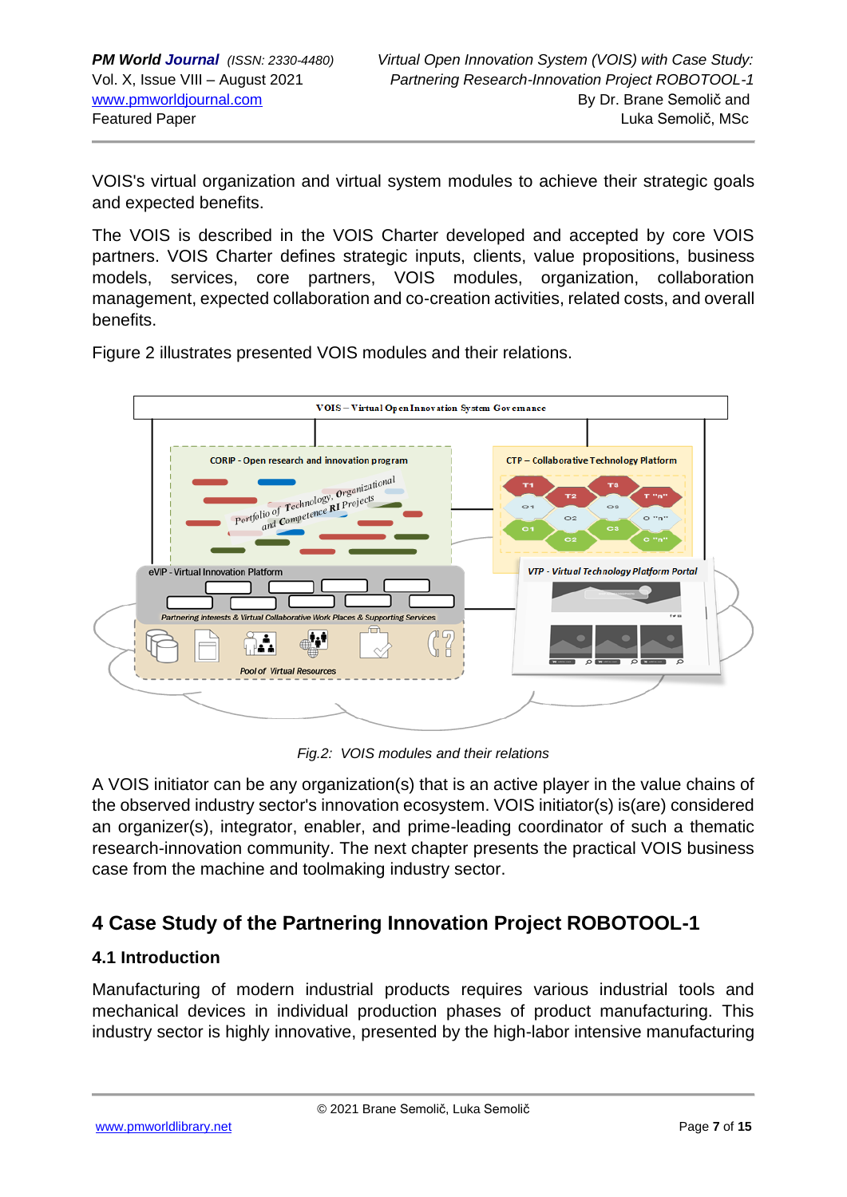VOIS's virtual organization and virtual system modules to achieve their strategic goals and expected benefits.

The VOIS is described in the VOIS Charter developed and accepted by core VOIS partners. VOIS Charter defines strategic inputs, clients, value propositions, business models, services, core partners, VOIS modules, organization, collaboration management, expected collaboration and co-creation activities, related costs, and overall benefits.

Figure 2 illustrates presented VOIS modules and their relations.

*Fig.2: VOIS modules and their relations*

A VOIS initiator can be any organization(s) that is an active player in the value chains of the observed industry sector's innovation ecosystem. VOIS initiator(s) is(are) considered an organizer(s), integrator, enabler, and prime-leading coordinator of such a thematic research-innovation community. The next chapter presents the practical VOIS business case from the machine and toolmaking industry sector.

## 4 Case Study of the Partnering Innovation Project ROBOTOOL-1

### 4.1 Introduction

Manufacturing of modern industrial products requires various industrial tools and mechanical devices in individual production phases of product manufacturing. This industry sector is highly innovative, presented by the high-labor intensive manufacturing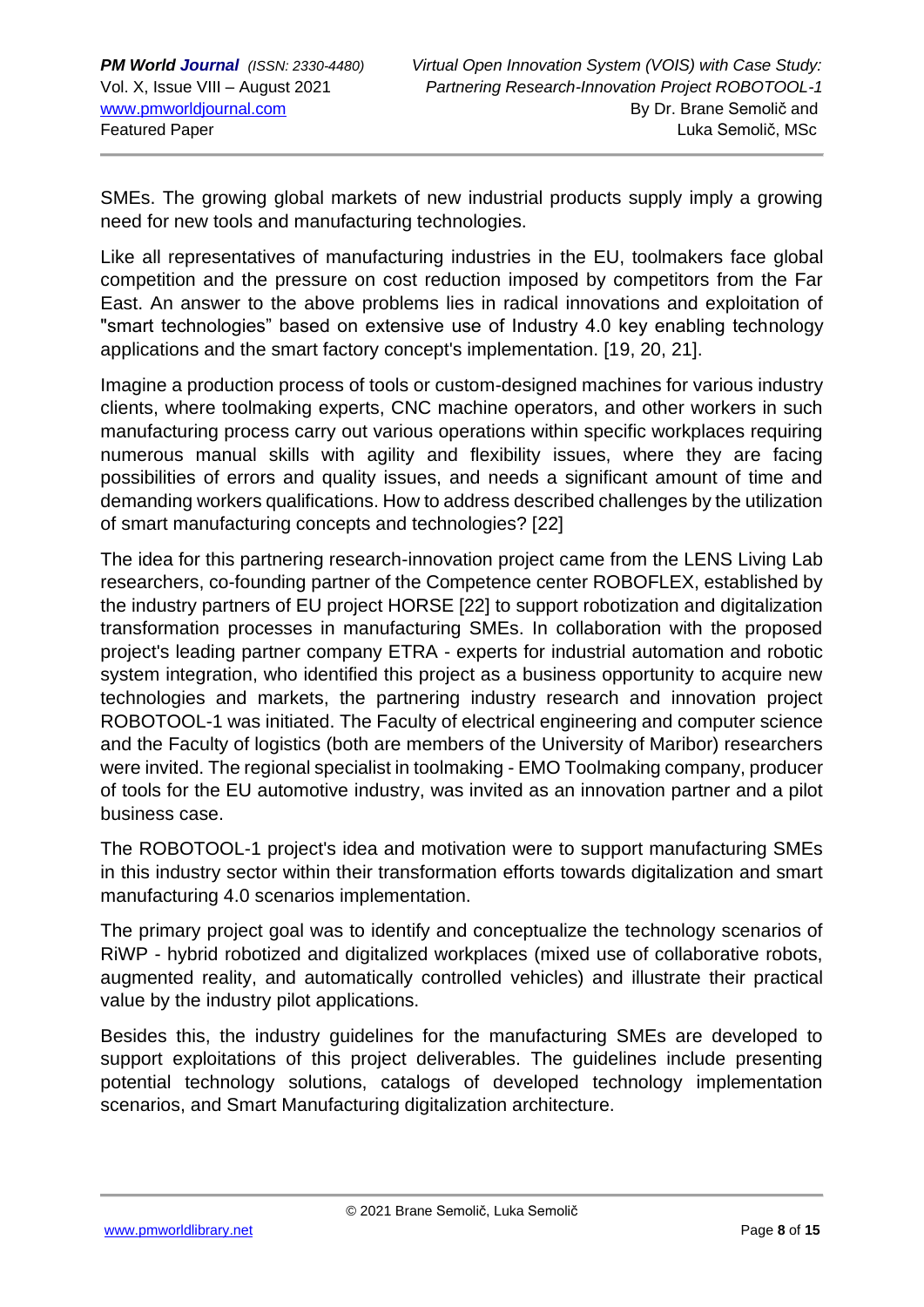SMEs. The growing global markets of new industrial products supply imply a growing need for new tools and manufacturing technologies.

Like all representatives of manufacturing industries in the EU, toolmakers face global competition and the pressure on cost reduction imposed by competitors from the Far East. An answer to the above problems lies in radical innovations and exploitation of "smart technologies" based on extensive use of Industry 4.0 key enabling technology applications and the smart factory concept's implementation. [19, 20, 21].

Imagine a production process of tools or custom-designed machines for various industry clients, where toolmaking experts, CNC machine operators, and other workers in such manufacturing process carry out various operations within specific workplaces requiring numerous manual skills with agility and flexibility issues, where they are facing possibilities of errors and quality issues, and needs a significant amount of time and demanding workers qualifications. How to address described challenges by the utilization of smart manufacturing concepts and technologies? [22]

The idea for this partnering research-innovation project came from the LENS Living Lab researchers, co-founding partner of the Competence center ROBOFLEX, established by the industry partners of EU project HORSE [22] to support robotization and digitalization transformation processes in manufacturing SMEs. In collaboration with the proposed project's leading partner company ETRA - experts for industrial automation and robotic system integration, who identified this project as a business opportunity to acquire new technologies and markets, the partnering industry research and innovation project ROBOTOOL-1 was initiated. The Faculty of electrical engineering and computer science and the Faculty of logistics (both are members of the University of Maribor) researchers were invited. The regional specialist in toolmaking - EMO Toolmaking company, producer of tools for the EU automotive industry, was invited as an innovation partner and a pilot business case.

The ROBOTOOL-1 project's idea and motivation were to support manufacturing SMEs in this industry sector within their transformation efforts towards digitalization and smart manufacturing 4.0 scenarios implementation.

The primary project goal was to identify and conceptualize the technology scenarios of RiWP - hybrid robotized and digitalized workplaces (mixed use of collaborative robots, augmented reality, and automatically controlled vehicles) and illustrate their practical value by the industry pilot applications.

Besides this, the industry guidelines for the manufacturing SMEs are developed to support exploitations of this project deliverables. The guidelines include presenting potential technology solutions, catalogs of developed technology implementation scenarios, and Smart Manufacturing digitalization architecture.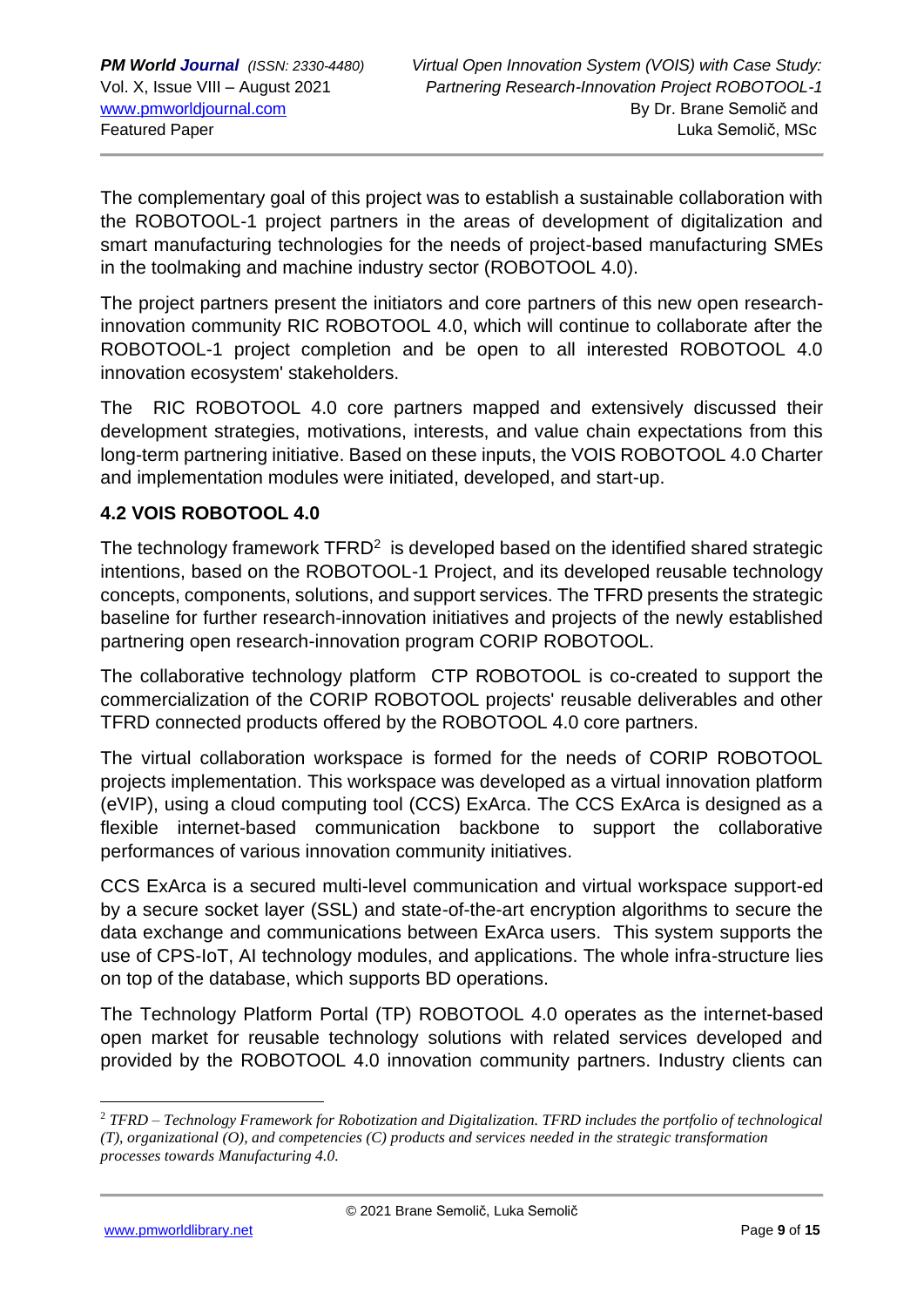The complementary goal of this project was to establish a sustainable collaboration with the ROBOTOOL-1 project partners in the areas of development of digitalization and smart manufacturing technologies for the needs of project-based manufacturing SMEs in the toolmaking and machine industry sector (ROBOTOOL 4.0).

The project partners present the initiators and core partners of this new open research-innovation community RIC ROBOTOOL 4.0, which will continue to collaborate after the ROBOTOOL-1 project completion and be open to all interested ROBOTOOL 4.0 innovation ecosystem' stakeholders.

The RIC ROBOTOOL 4.0 core partners mapped and extensively discussed their development strategies, motivations, interests, and value chain expectations from this long-term partnering initiative. Based on these inputs, the VOIS ROBOTOOL 4.0 Charter and implementation modules were initiated, developed, and start-up.

### 4.2 VOIS ROBOTOOL 4.0

The technology framework TFRD[2] is developed based on the identified shared strategic intentions, based on the ROBOTOOL-1 Project, and its developed reusable technology concepts, components, solutions, and support services. The TFRD presents the strategic baseline for further research-innovation initiatives and projects of the newly established partnering open research-innovation program CORIP ROBOTOOL.

The collaborative technology platform CTP ROBOTOOL is co-created to support the commercialization of the CORIP ROBOTOOL projects' reusable deliverables and other TFRD connected products offered by the ROBOTOOL 4.0 core partners.

The virtual collaboration workspace is formed for the needs of CORIP ROBOTOOL projects implementation. This workspace was developed as a virtual innovation platform (eVIP), using a cloud computing tool (CCS) ExArca. The CCS ExArca is designed as a flexible internet-based communication backbone to support the collaborative performances of various innovation community initiatives.

CCS ExArca is a secured multi-level communication and virtual workspace support-ed by a secure socket layer (SSL) and state-of-the-art encryption algorithms to secure the data exchange and communications between ExArca users. This system supports the use of CPS-IoT, AI technology modules, and applications. The whole infra-structure lies on top of the database, which supports BD operations.

The Technology Platform Portal (TP) ROBOTOOL 4.0 operates as the internet-based open market for reusable technology solutions with related services developed and provided by the ROBOTOOL 4.0 innovation community partners. Industry clients can

---

[2] *TFRD – Technology Framework for Robotization and Digitalization. TFRD includes the portfolio of technological (T), organizational (O), and competencies (C) products and services needed in the strategic transformation processes towards Manufacturing 4.0.*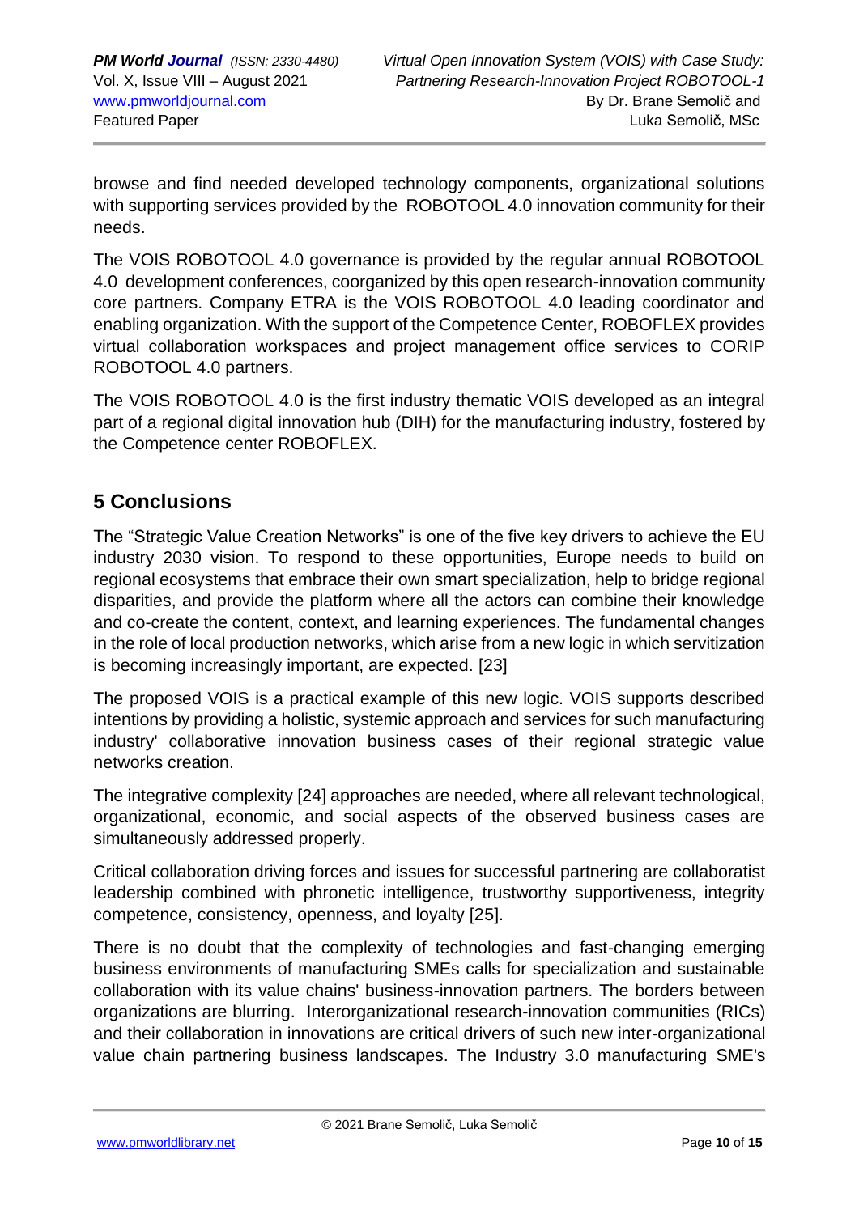browse and find needed developed technology components, organizational solutions with supporting services provided by the ROBOTOOL 4.0 innovation community for their needs.

The VOIS ROBOTOOL 4.0 governance is provided by the regular annual ROBOTOOL 4.0 development conferences, coorganized by this open research-innovation community core partners. Company ETRA is the VOIS ROBOTOOL 4.0 leading coordinator and enabling organization. With the support of the Competence Center, ROBOFLEX provides virtual collaboration workspaces and project management office services to CORIP ROBOTOOL 4.0 partners.

The VOIS ROBOTOOL 4.0 is the first industry thematic VOIS developed as an integral part of a regional digital innovation hub (DIH) for the manufacturing industry, fostered by the Competence center ROBOFLEX.

## 5 Conclusions

The "Strategic Value Creation Networks" is one of the five key drivers to achieve the EU industry 2030 vision. To respond to these opportunities, Europe needs to build on regional ecosystems that embrace their own smart specialization, help to bridge regional disparities, and provide the platform where all the actors can combine their knowledge and co-create the content, context, and learning experiences. The fundamental changes in the role of local production networks, which arise from a new logic in which servitization is becoming increasingly important, are expected. [23]

The proposed VOIS is a practical example of this new logic. VOIS supports described intentions by providing a holistic, systemic approach and services for such manufacturing industry' collaborative innovation business cases of their regional strategic value networks creation.

The integrative complexity [24] approaches are needed, where all relevant technological, organizational, economic, and social aspects of the observed business cases are simultaneously addressed properly.

Critical collaboration driving forces and issues for successful partnering are collaboratist leadership combined with phronetic intelligence, trustworthy supportiveness, integrity competence, consistency, openness, and loyalty [25].

There is no doubt that the complexity of technologies and fast-changing emerging business environments of manufacturing SMEs calls for specialization and sustainable collaboration with its value chains' business-innovation partners. The borders between organizations are blurring. Interorganizational research-innovation communities (RICs) and their collaboration in innovations are critical drivers of such new inter-organizational value chain partnering business landscapes. The Industry 3.0 manufacturing SME's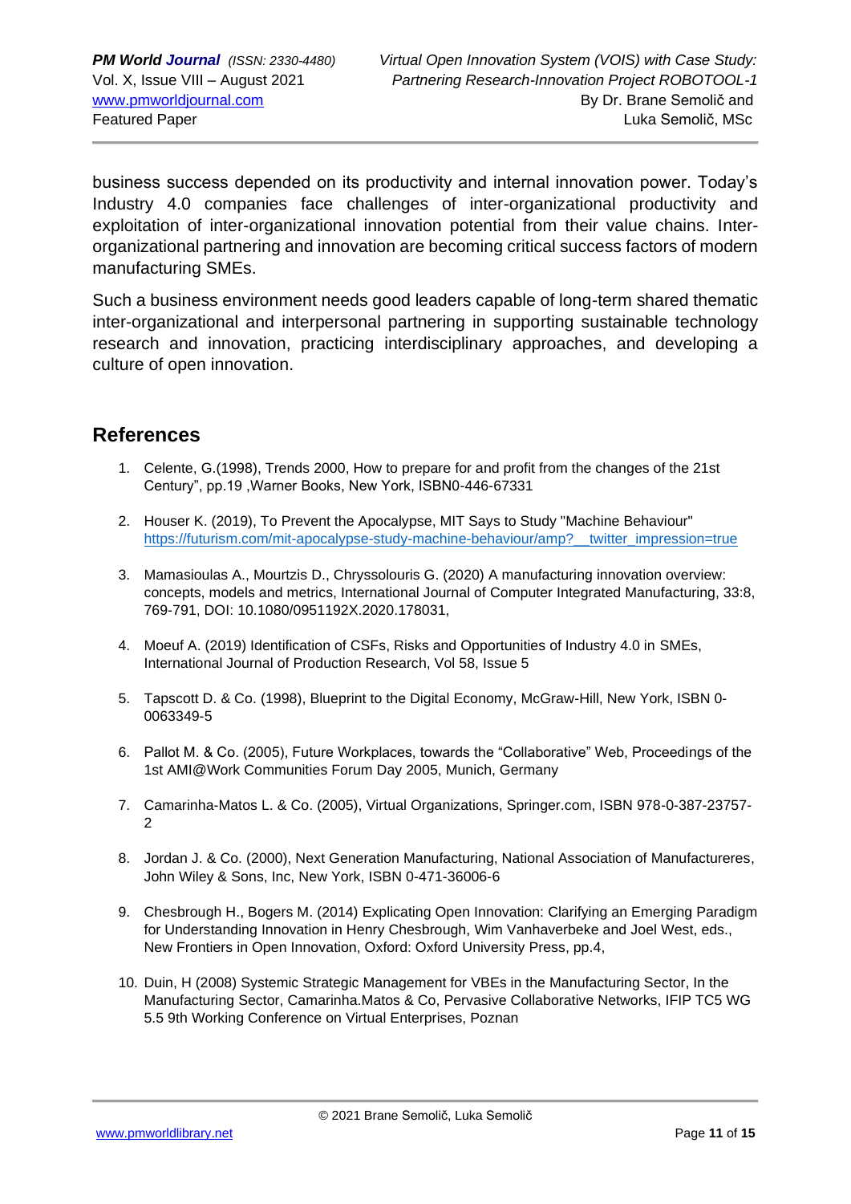business success depended on its productivity and internal innovation power. Today's Industry 4.0 companies face challenges of inter-organizational productivity and exploitation of inter-organizational innovation potential from their value chains. Inter-organizational partnering and innovation are becoming critical success factors of modern manufacturing SMEs.

Such a business environment needs good leaders capable of long-term shared thematic inter-organizational and interpersonal partnering in supporting sustainable technology research and innovation, practicing interdisciplinary approaches, and developing a culture of open innovation.

## References

1. Celente, G.(1998), Trends 2000, How to prepare for and profit from the changes of the 21st Century", pp.19 ,Warner Books, New York, ISBN0-446-67331
2. Houser K. (2019), To Prevent the Apocalypse, MIT Says to Study "Machine Behaviour" https://futurism.com/mit-apocalypse-study-machine-behaviour/amp?__twitter_impression=true
3. Mamasioulas A., Mourtzis D., Chryssolouris G. (2020) A manufacturing innovation overview: concepts, models and metrics, International Journal of Computer Integrated Manufacturing, 33:8, 769-791, DOI: 10.1080/0951192X.2020.178031,
4. Moeuf A. (2019) Identification of CSFs, Risks and Opportunities of Industry 4.0 in SMEs, International Journal of Production Research, Vol 58, Issue 5
5. Tapscott D. & Co. (1998), Blueprint to the Digital Economy, McGraw-Hill, New York, ISBN 0-0063349-5
6. Pallot M. & Co. (2005), Future Workplaces, towards the "Collaborative" Web, Proceedings of the 1st AMI@Work Communities Forum Day 2005, Munich, Germany
7. Camarinha-Matos L. & Co. (2005), Virtual Organizations, Springer.com, ISBN 978-0-387-23757-2
8. Jordan J. & Co. (2000), Next Generation Manufacturing, National Association of Manufactureres, John Wiley & Sons, Inc, New York, ISBN 0-471-36006-6
9. Chesbrough H., Bogers M. (2014) Explicating Open Innovation: Clarifying an Emerging Paradigm for Understanding Innovation in Henry Chesbrough, Wim Vanhaverbeke and Joel West, eds., New Frontiers in Open Innovation, Oxford: Oxford University Press, pp.4,
10. Duin, H (2008) Systemic Strategic Management for VBEs in the Manufacturing Sector, In the Manufacturing Sector, Camarinha.Matos & Co, Pervasive Collaborative Networks, IFIP TC5 WG 5.5 9th Working Conference on Virtual Enterprises, Poznan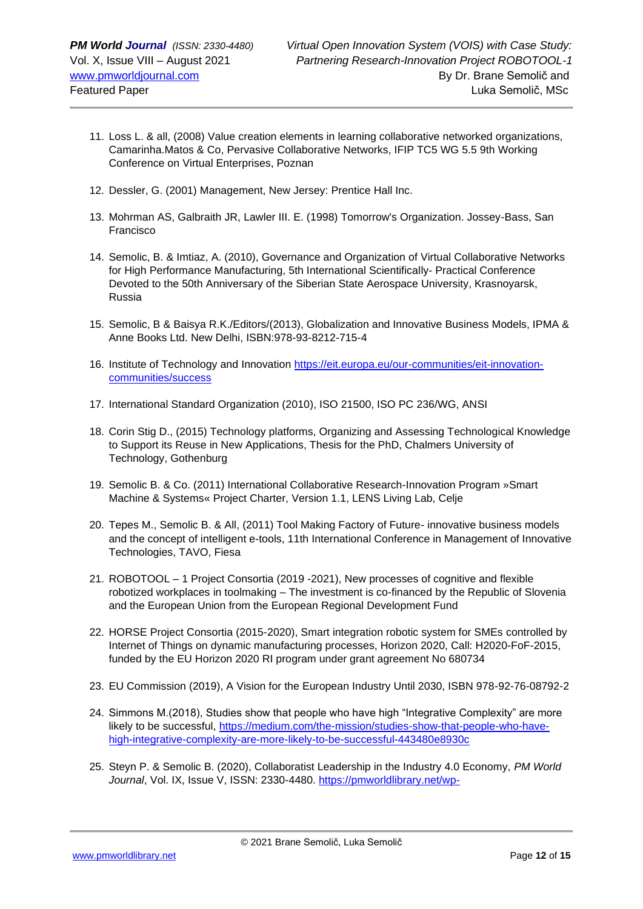11. Loss L. & all, (2008) Value creation elements in learning collaborative networked organizations, Camarinha.Matos & Co, Pervasive Collaborative Networks, IFIP TC5 WG 5.5 9th Working Conference on Virtual Enterprises, Poznan

12. Dessler, G. (2001) Management, New Jersey: Prentice Hall Inc.

13. Mohrman AS, Galbraith JR, Lawler III. E. (1998) Tomorrow's Organization. Jossey-Bass, San Francisco

14. Semolic, B. & Imtiaz, A. (2010), Governance and Organization of Virtual Collaborative Networks for High Performance Manufacturing, 5th International Scientifically- Practical Conference Devoted to the 50th Anniversary of the Siberian State Aerospace University, Krasnoyarsk, Russia

15. Semolic, B & Baisya R.K./Editors/(2013), Globalization and Innovative Business Models, IPMA & Anne Books Ltd. New Delhi, ISBN:978-93-8212-715-4

16. Institute of Technology and Innovation https://eit.europa.eu/our-communities/eit-innovation-communities/success

17. International Standard Organization (2010), ISO 21500, ISO PC 236/WG, ANSI

18. Corin Stig D., (2015) Technology platforms, Organizing and Assessing Technological Knowledge to Support its Reuse in New Applications, Thesis for the PhD, Chalmers University of Technology, Gothenburg

19. Semolic B. & Co. (2011) International Collaborative Research-Innovation Program »Smart Machine & Systems« Project Charter, Version 1.1, LENS Living Lab, Celje

20. Tepes M., Semolic B. & All, (2011) Tool Making Factory of Future- innovative business models and the concept of intelligent e-tools, 11th International Conference in Management of Innovative Technologies, TAVO, Fiesa

21. ROBOTOOL – 1 Project Consortia (2019 -2021), New processes of cognitive and flexible robotized workplaces in toolmaking – The investment is co-financed by the Republic of Slovenia and the European Union from the European Regional Development Fund

22. HORSE Project Consortia (2015-2020), Smart integration robotic system for SMEs controlled by Internet of Things on dynamic manufacturing processes, Horizon 2020, Call: H2020-FoF-2015, funded by the EU Horizon 2020 RI program under grant agreement No 680734

23. EU Commission (2019), A Vision for the European Industry Until 2030, ISBN 978-92-76-08792-2

24. Simmons M.(2018), Studies show that people who have high "Integrative Complexity" are more likely to be successful, https://medium.com/the-mission/studies-show-that-people-who-have-high-integrative-complexity-are-more-likely-to-be-successful-443480e8930c

25. Steyn P. & Semolic B. (2020), Collaboratist Leadership in the Industry 4.0 Economy, *PM World Journal*, Vol. IX, Issue V, ISSN: 2330-4480. https://pmworldlibrary.net/wp-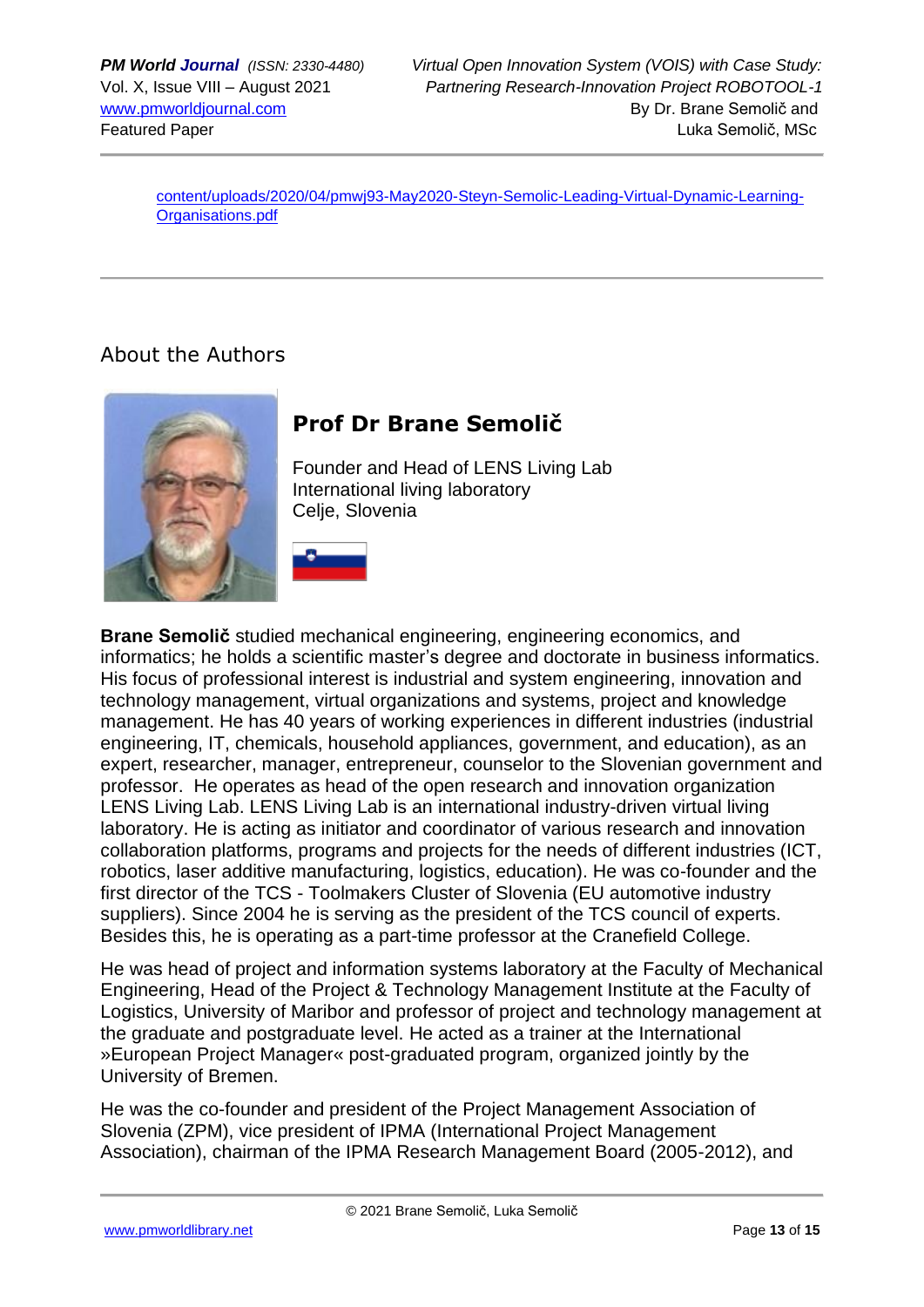[content/uploads/2020/04/pmwj93-May2020-Steyn-Semolic-Leading-Virtual-Dynamic-Learning-Organisations.pdf](content/uploads/2020/04/pmwj93-May2020-Steyn-Semolic-Leading-Virtual-Dynamic-Learning-Organisations.pdf)

---

## About the Authors

### Prof Dr Brane Semolič

Founder and Head of LENS Living Lab
International living laboratory
Celje, Slovenia

**Brane Semolič** studied mechanical engineering, engineering economics, and informatics; he holds a scientific master's degree and doctorate in business informatics. His focus of professional interest is industrial and system engineering, innovation and technology management, virtual organizations and systems, project and knowledge management. He has 40 years of working experiences in different industries (industrial engineering, IT, chemicals, household appliances, government, and education), as an expert, researcher, manager, entrepreneur, counselor to the Slovenian government and professor. He operates as head of the open research and innovation organization LENS Living Lab. LENS Living Lab is an international industry-driven virtual living laboratory. He is acting as initiator and coordinator of various research and innovation collaboration platforms, programs and projects for the needs of different industries (ICT, robotics, laser additive manufacturing, logistics, education). He was co-founder and the first director of the TCS - Toolmakers Cluster of Slovenia (EU automotive industry suppliers). Since 2004 he is serving as the president of the TCS council of experts. Besides this, he is operating as a part-time professor at the Cranefield College.

He was head of project and information systems laboratory at the Faculty of Mechanical Engineering, Head of the Project & Technology Management Institute at the Faculty of Logistics, University of Maribor and professor of project and technology management at the graduate and postgraduate level. He acted as a trainer at the International »European Project Manager« post-graduated program, organized jointly by the University of Bremen.

He was the co-founder and president of the Project Management Association of Slovenia (ZPM), vice president of IPMA (International Project Management Association), chairman of the IPMA Research Management Board (2005-2012), and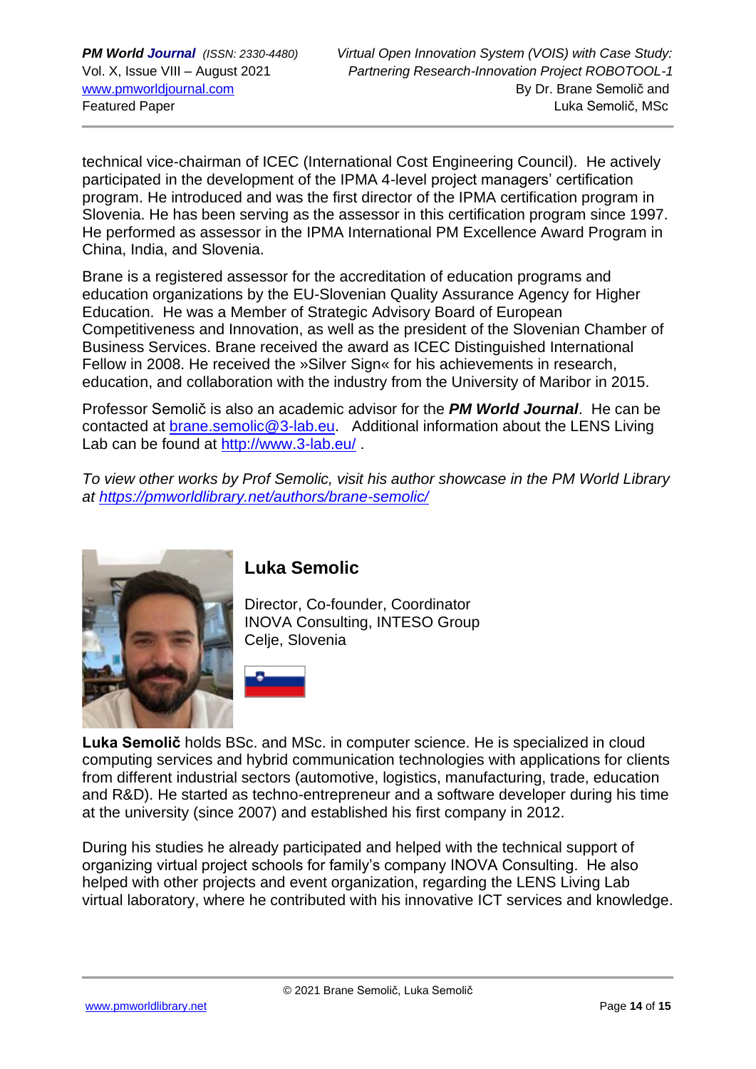technical vice-chairman of ICEC (International Cost Engineering Council). He actively participated in the development of the IPMA 4-level project managers' certification program. He introduced and was the first director of the IPMA certification program in Slovenia. He has been serving as the assessor in this certification program since 1997. He performed as assessor in the IPMA International PM Excellence Award Program in China, India, and Slovenia.

Brane is a registered assessor for the accreditation of education programs and education organizations by the EU-Slovenian Quality Assurance Agency for Higher Education. He was a Member of Strategic Advisory Board of European Competitiveness and Innovation, as well as the president of the Slovenian Chamber of Business Services. Brane received the award as ICEC Distinguished International Fellow in 2008. He received the »Silver Sign« for his achievements in research, education, and collaboration with the industry from the University of Maribor in 2015.

Professor Semolič is also an academic advisor for the ***PM World Journal***. He can be contacted at brane.semolic@3-lab.eu. Additional information about the LENS Living Lab can be found at http://www.3-lab.eu/ .

*To view other works by Prof Semolic, visit his author showcase in the PM World Library at https://pmworldlibrary.net/authors/brane-semolic/*

## Luka Semolic

Director, Co-founder, Coordinator
INOVA Consulting, INTESO Group
Celje, Slovenia

**Luka Semolič** holds BSc. and MSc. in computer science. He is specialized in cloud computing services and hybrid communication technologies with applications for clients from different industrial sectors (automotive, logistics, manufacturing, trade, education and R&D). He started as techno-entrepreneur and a software developer during his time at the university (since 2007) and established his first company in 2012.

During his studies he already participated and helped with the technical support of organizing virtual project schools for family's company INOVA Consulting. He also helped with other projects and event organization, regarding the LENS Living Lab virtual laboratory, where he contributed with his innovative ICT services and knowledge.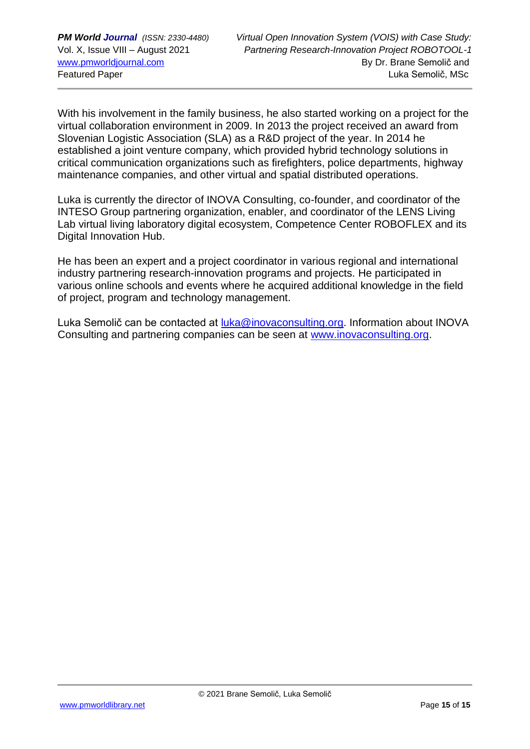With his involvement in the family business, he also started working on a project for the virtual collaboration environment in 2009. In 2013 the project received an award from Slovenian Logistic Association (SLA) as a R&D project of the year. In 2014 he established a joint venture company, which provided hybrid technology solutions in critical communication organizations such as firefighters, police departments, highway maintenance companies, and other virtual and spatial distributed operations.

Luka is currently the director of INOVA Consulting, co-founder, and coordinator of the INTESO Group partnering organization, enabler, and coordinator of the LENS Living Lab virtual living laboratory digital ecosystem, Competence Center ROBOFLEX and its Digital Innovation Hub.

He has been an expert and a project coordinator in various regional and international industry partnering research-innovation programs and projects. He participated in various online schools and events where he acquired additional knowledge in the field of project, program and technology management.

Luka Semolič can be contacted at luka@inovaconsulting.org. Information about INOVA Consulting and partnering companies can be seen at www.inovaconsulting.org.